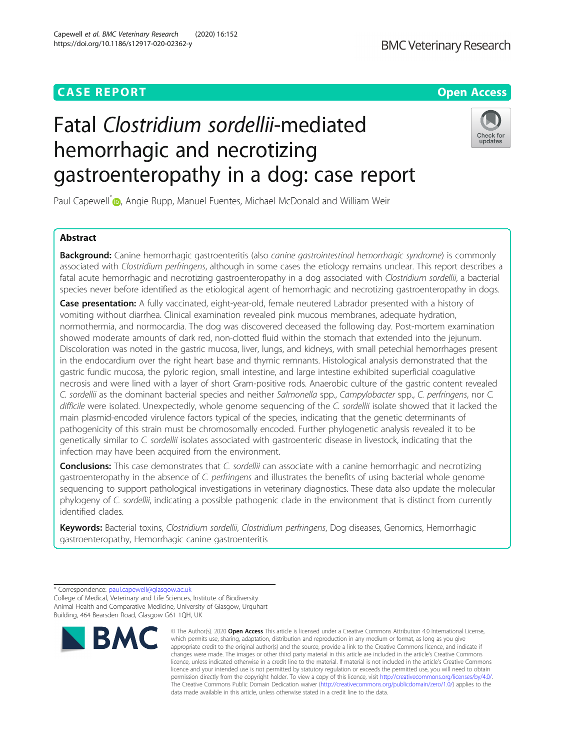CASE REPORT

Open Access

# Fatal *Clostridium sordellii*-mediated hemorrhagic and necrotizing gastroenteropathy in a dog: case report

Paul Capewell*, Angie Rupp, Manuel Fuentes, Michael McDonald and William Weir

## Abstract

**Background:** Canine hemorrhagic gastroenteritis (also *canine gastrointestinal hemorrhagic syndrome*) is commonly associated with *Clostridium perfringens*, although in some cases the etiology remains unclear. This report describes a fatal acute hemorrhagic and necrotizing gastroenteropathy in a dog associated with *Clostridium sordellii*, a bacterial species never before identified as the etiological agent of hemorrhagic and necrotizing gastroenteropathy in dogs.

**Case presentation:** A fully vaccinated, eight-year-old, female neutered Labrador presented with a history of vomiting without diarrhea. Clinical examination revealed pink mucous membranes, adequate hydration, normothermia, and normocardia. The dog was discovered deceased the following day. Post-mortem examination showed moderate amounts of dark red, non-clotted fluid within the stomach that extended into the jejunum. Discoloration was noted in the gastric mucosa, liver, lungs, and kidneys, with small petechial hemorrhages present in the endocardium over the right heart base and thymic remnants. Histological analysis demonstrated that the gastric fundic mucosa, the pyloric region, small intestine, and large intestine exhibited superficial coagulative necrosis and were lined with a layer of short Gram-positive rods. Anaerobic culture of the gastric content revealed *C. sordellii* as the dominant bacterial species and neither *Salmonella* spp., *Campylobacter* spp., *C. perfringens*, nor *C. difficile* were isolated. Unexpectedly, whole genome sequencing of the *C. sordellii* isolate showed that it lacked the main plasmid-encoded virulence factors typical of the species, indicating that the genetic determinants of pathogenicity of this strain must be chromosomally encoded. Further phylogenetic analysis revealed it to be genetically similar to *C. sordellii* isolates associated with gastroenteric disease in livestock, indicating that the infection may have been acquired from the environment.

**Conclusions:** This case demonstrates that *C. sordellii* can associate with a canine hemorrhagic and necrotizing gastroenteropathy in the absence of *C. perfringens* and illustrates the benefits of using bacterial whole genome sequencing to support pathological investigations in veterinary diagnostics. These data also update the molecular phylogeny of *C. sordellii*, indicating a possible pathogenic clade in the environment that is distinct from currently identified clades.

**Keywords:** Bacterial toxins, *Clostridium sordellii*, *Clostridium perfringens*, Dog diseases, Genomics, Hemorrhagic gastroenteropathy, Hemorrhagic canine gastroenteritis

\* Correspondence: paul.capewell@glasgow.ac.uk
College of Medical, Veterinary and Life Sciences, Institute of Biodiversity Animal Health and Comparative Medicine, University of Glasgow, Urquhart Building, 464 Bearsden Road, Glasgow G61 1QH, UK

© The Author(s). 2020 **Open Access** This article is licensed under a Creative Commons Attribution 4.0 International License, which permits use, sharing, adaptation, distribution and reproduction in any medium or format, as long as you give appropriate credit to the original author(s) and the source, provide a link to the Creative Commons licence, and indicate if changes were made. The images or other third party material in this article are included in the article's Creative Commons licence, unless indicated otherwise in a credit line to the material. If material is not included in the article's Creative Commons licence and your intended use is not permitted by statutory regulation or exceeds the permitted use, you will need to obtain permission directly from the copyright holder. To view a copy of this licence, visit http://creativecommons.org/licenses/by/4.0/. The Creative Commons Public Domain Dedication waiver (http://creativecommons.org/publicdomain/zero/1.0/) applies to the data made available in this article, unless otherwise stated in a credit line to the data.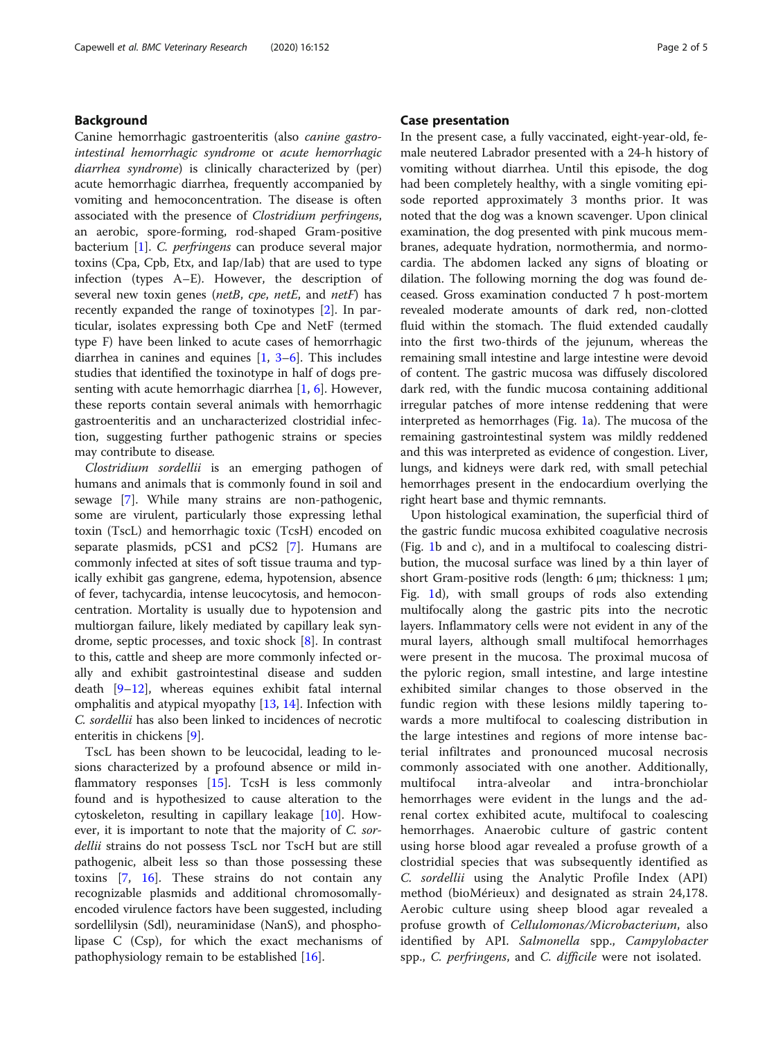## Background

Canine hemorrhagic gastroenteritis (also *canine gastrointestinal hemorrhagic syndrome* or *acute hemorrhagic diarrhea syndrome*) is clinically characterized by (per) acute hemorrhagic diarrhea, frequently accompanied by vomiting and hemoconcentration. The disease is often associated with the presence of *Clostridium perfringens*, an aerobic, spore-forming, rod-shaped Gram-positive bacterium [1]. *C. perfringens* can produce several major toxins (Cpa, Cpb, Etx, and Iap/Iab) that are used to type infection (types A–E). However, the description of several new toxin genes (*netB*, *cpe*, *netE*, and *netF*) has recently expanded the range of toxinotypes [2]. In particular, isolates expressing both Cpe and NetF (termed type F) have been linked to acute cases of hemorrhagic diarrhea in canines and equines [1, 3–6]. This includes studies that identified the toxinotype in half of dogs presenting with acute hemorrhagic diarrhea [1, 6]. However, these reports contain several animals with hemorrhagic gastroenteritis and an uncharacterized clostridial infection, suggesting further pathogenic strains or species may contribute to disease.

*Clostridium sordellii* is an emerging pathogen of humans and animals that is commonly found in soil and sewage [7]. While many strains are non-pathogenic, some are virulent, particularly those expressing lethal toxin (TscL) and hemorrhagic toxic (TcsH) encoded on separate plasmids, pCS1 and pCS2 [7]. Humans are commonly infected at sites of soft tissue trauma and typically exhibit gas gangrene, edema, hypotension, absence of fever, tachycardia, intense leucocytosis, and hemoconcentration. Mortality is usually due to hypotension and multiorgan failure, likely mediated by capillary leak syndrome, septic processes, and toxic shock [8]. In contrast to this, cattle and sheep are more commonly infected orally and exhibit gastrointestinal disease and sudden death [9–12], whereas equines exhibit fatal internal omphalitis and atypical myopathy [13, 14]. Infection with *C. sordellii* has also been linked to incidences of necrotic enteritis in chickens [9].

TscL has been shown to be leucocidal, leading to lesions characterized by a profound absence or mild inflammatory responses [15]. TcsH is less commonly found and is hypothesized to cause alteration to the cytoskeleton, resulting in capillary leakage [10]. However, it is important to note that the majority of *C. sordellii* strains do not possess TscL nor TscH but are still pathogenic, albeit less so than those possessing these toxins [7, 16]. These strains do not contain any recognizable plasmids and additional chromosomally-encoded virulence factors have been suggested, including sordellilysin (Sdl), neuraminidase (NanS), and phospholipase C (Csp), for which the exact mechanisms of pathophysiology remain to be established [16].

## Case presentation

In the present case, a fully vaccinated, eight-year-old, female neutered Labrador presented with a 24-h history of vomiting without diarrhea. Until this episode, the dog had been completely healthy, with a single vomiting episode reported approximately 3 months prior. It was noted that the dog was a known scavenger. Upon clinical examination, the dog presented with pink mucous membranes, adequate hydration, normothermia, and normocardia. The abdomen lacked any signs of bloating or dilation. The following morning the dog was found deceased. Gross examination conducted 7 h post-mortem revealed moderate amounts of dark red, non-clotted fluid within the stomach. The fluid extended caudally into the first two-thirds of the jejunum, whereas the remaining small intestine and large intestine were devoid of content. The gastric mucosa was diffusely discolored dark red, with the fundic mucosa containing additional irregular patches of more intense reddening that were interpreted as hemorrhages (Fig. 1a). The mucosa of the remaining gastrointestinal system was mildly reddened and this was interpreted as evidence of congestion. Liver, lungs, and kidneys were dark red, with small petechial hemorrhages present in the endocardium overlying the right heart base and thymic remnants.

Upon histological examination, the superficial third of the gastric fundic mucosa exhibited coagulative necrosis (Fig. 1b and c), and in a multifocal to coalescing distribution, the mucosal surface was lined by a thin layer of short Gram-positive rods (length: 6 μm; thickness: 1 μm; Fig. 1d), with small groups of rods also extending multifocally along the gastric pits into the necrotic layers. Inflammatory cells were not evident in any of the mural layers, although small multifocal hemorrhages were present in the mucosa. The proximal mucosa of the pyloric region, small intestine, and large intestine exhibited similar changes to those observed in the fundic region with these lesions mildly tapering towards a more multifocal to coalescing distribution in the large intestines and regions of more intense bacterial infiltrates and pronounced mucosal necrosis commonly associated with one another. Additionally, multifocal intra-alveolar and intra-bronchiolar hemorrhages were evident in the lungs and the adrenal cortex exhibited acute, multifocal to coalescing hemorrhages. Anaerobic culture of gastric content using horse blood agar revealed a profuse growth of a clostridial species that was subsequently identified as *C. sordellii* using the Analytic Profile Index (API) method (bioMérieux) and designated as strain 24,178. Aerobic culture using sheep blood agar revealed a profuse growth of *Cellulomonas/Microbacterium*, also identified by API. *Salmonella* spp., *Campylobacter* spp., *C. perfringens*, and *C. difficile* were not isolated.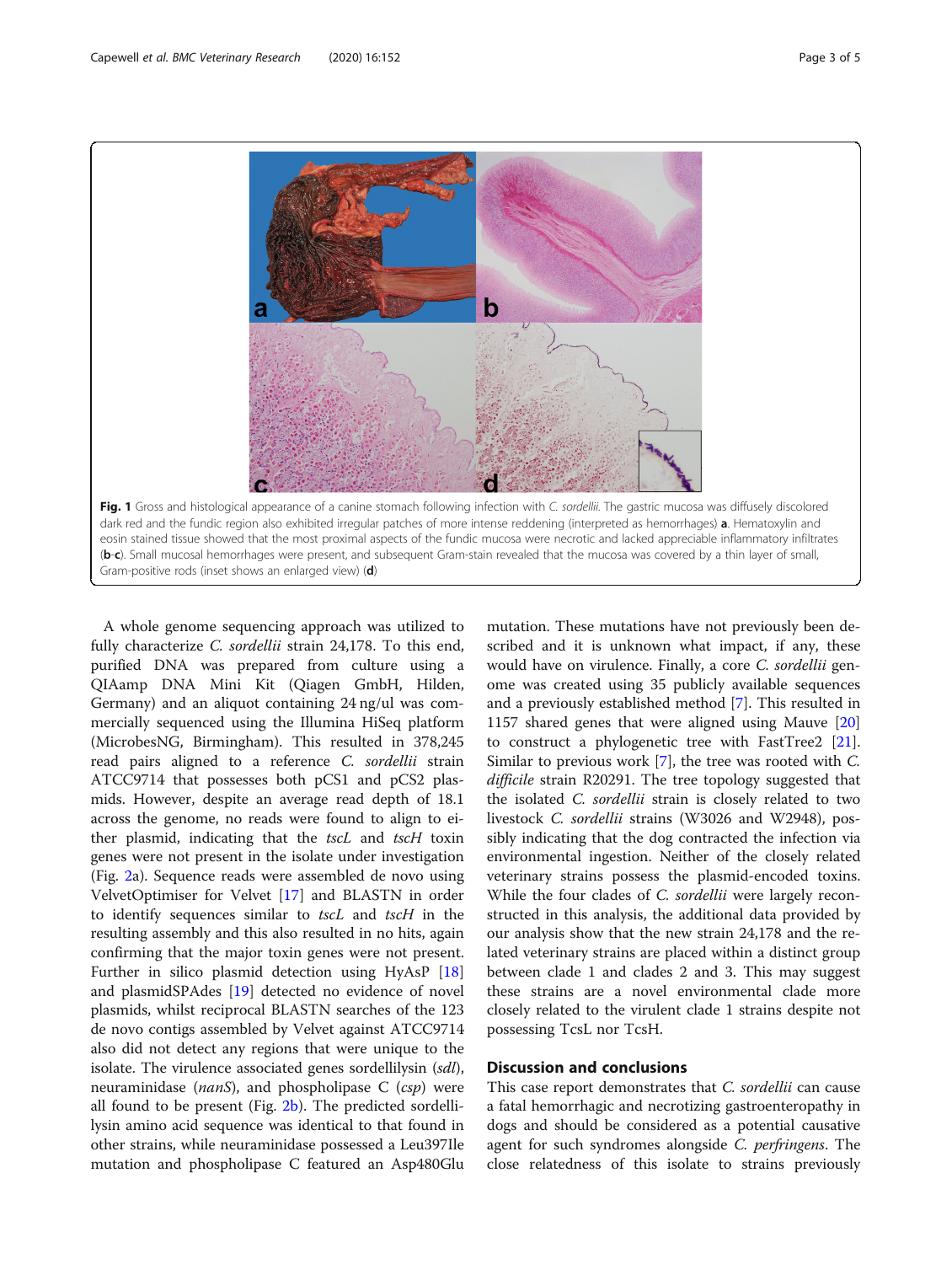**Fig. 1** Gross and histological appearance of a canine stomach following infection with *C. sordellii*. The gastric mucosa was diffusely discolored dark red and the fundic region also exhibited irregular patches of more intense reddening (interpreted as hemorrhages) **a**. Hematoxylin and eosin stained tissue showed that the most proximal aspects of the fundic mucosa were necrotic and lacked appreciable inflammatory infiltrates (**b**-**c**). Small mucosal hemorrhages were present, and subsequent Gram-stain revealed that the mucosa was covered by a thin layer of small, Gram-positive rods (inset shows an enlarged view) (**d**)

A whole genome sequencing approach was utilized to fully characterize *C. sordellii* strain 24,178. To this end, purified DNA was prepared from culture using a QIAamp DNA Mini Kit (Qiagen GmbH, Hilden, Germany) and an aliquot containing 24 ng/ul was commercially sequenced using the Illumina HiSeq platform (MicrobesNG, Birmingham). This resulted in 378,245 read pairs aligned to a reference *C. sordellii* strain ATCC9714 that possesses both pCS1 and pCS2 plasmids. However, despite an average read depth of 18.1 across the genome, no reads were found to align to either plasmid, indicating that the *tscL* and *tscH* toxin genes were not present in the isolate under investigation (Fig. 2a). Sequence reads were assembled de novo using VelvetOptimiser for Velvet [17] and BLASTN in order to identify sequences similar to *tscL* and *tscH* in the resulting assembly and this also resulted in no hits, again confirming that the major toxin genes were not present. Further in silico plasmid detection using HyAsP [18] and plasmidSPAdes [19] detected no evidence of novel plasmids, whilst reciprocal BLASTN searches of the 123 de novo contigs assembled by Velvet against ATCC9714 also did not detect any regions that were unique to the isolate. The virulence associated genes sordellilysin (*sdl*), neuraminidase (*nanS*), and phospholipase C (*csp*) were all found to be present (Fig. 2b). The predicted sordellilysin amino acid sequence was identical to that found in other strains, while neuraminidase possessed a Leu397Ile mutation and phospholipase C featured an Asp480Glu mutation. These mutations have not previously been described and it is unknown what impact, if any, these would have on virulence. Finally, a core *C. sordellii* genome was created using 35 publicly available sequences and a previously established method [7]. This resulted in 1157 shared genes that were aligned using Mauve [20] to construct a phylogenetic tree with FastTree2 [21]. Similar to previous work [7], the tree was rooted with *C. difficile* strain R20291. The tree topology suggested that the isolated *C. sordellii* strain is closely related to two livestock *C. sordellii* strains (W3026 and W2948), possibly indicating that the dog contracted the infection via environmental ingestion. Neither of the closely related veterinary strains possess the plasmid-encoded toxins. While the four clades of *C. sordellii* were largely reconstructed in this analysis, the additional data provided by our analysis show that the new strain 24,178 and the related veterinary strains are placed within a distinct group between clade 1 and clades 2 and 3. This may suggest these strains are a novel environmental clade more closely related to the virulent clade 1 strains despite not possessing TcsL nor TcsH.

## Discussion and conclusions

This case report demonstrates that *C. sordellii* can cause a fatal hemorrhagic and necrotizing gastroenteropathy in dogs and should be considered as a potential causative agent for such syndromes alongside *C. perfringens*. The close relatedness of this isolate to strains previously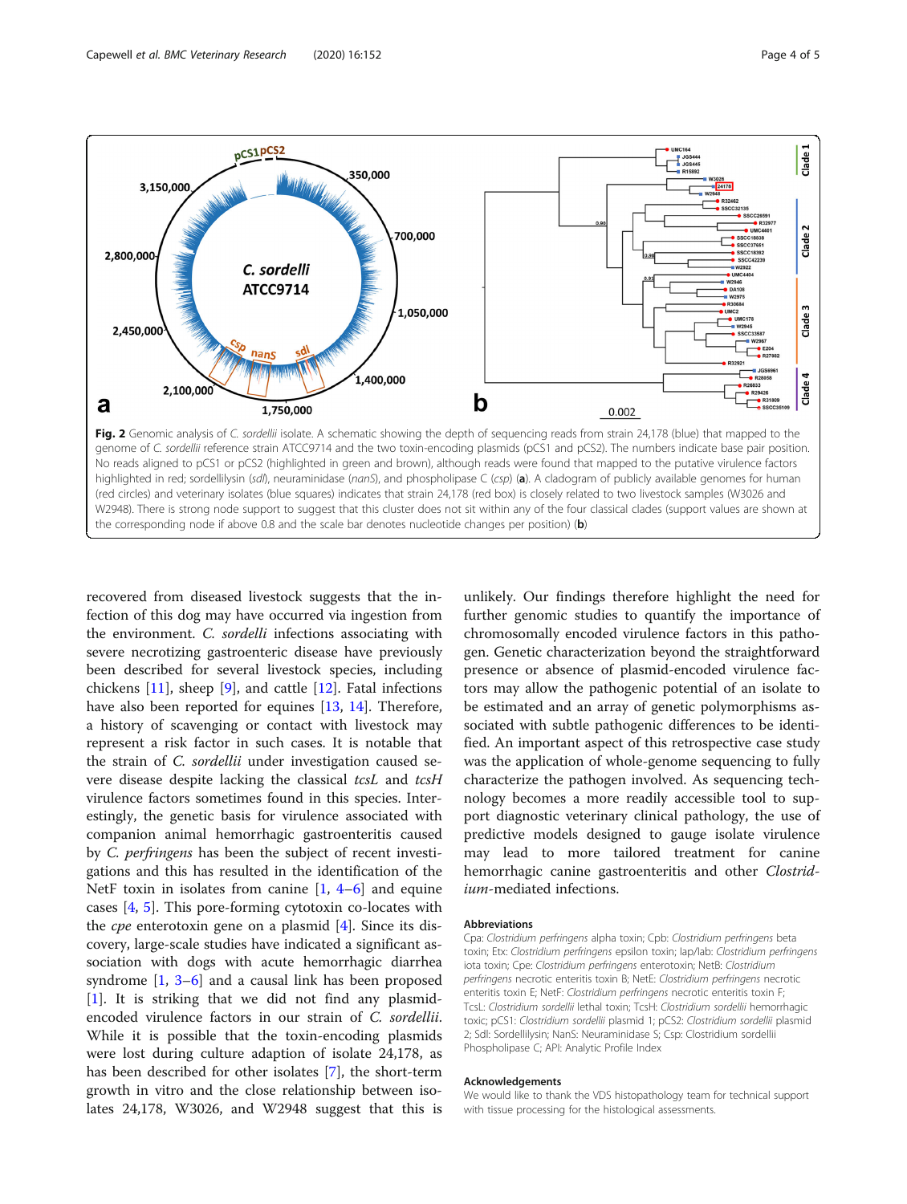Fig. 2 Genomic analysis of *C. sordellii* isolate. A schematic showing the depth of sequencing reads from strain 24,178 (blue) that mapped to the genome of *C. sordellii* reference strain ATCC9714 and the two toxin-encoding plasmids (pCS1 and pCS2). The numbers indicate base pair position. No reads aligned to pCS1 or pCS2 (highlighted in green and brown), although reads were found that mapped to the putative virulence factors highlighted in red; sordellilysin (*sdl*), neuraminidase (*nanS*), and phospholipase C (*csp*) (**a**). A cladogram of publicly available genomes for human (red circles) and veterinary isolates (blue squares) indicates that strain 24,178 (red box) is closely related to two livestock samples (W3026 and W2948). There is strong node support to suggest that this cluster does not sit within any of the four classical clades (support values are shown at the corresponding node if above 0.8 and the scale bar denotes nucleotide changes per position) (**b**)

recovered from diseased livestock suggests that the infection of this dog may have occurred via ingestion from the environment. *C. sordelli* infections associating with severe necrotizing gastroenteric disease have previously been described for several livestock species, including chickens [11], sheep [9], and cattle [12]. Fatal infections have also been reported for equines [13, 14]. Therefore, a history of scavenging or contact with livestock may represent a risk factor in such cases. It is notable that the strain of *C. sordellii* under investigation caused severe disease despite lacking the classical *tcsL* and *tcsH* virulence factors sometimes found in this species. Interestingly, the genetic basis for virulence associated with companion animal hemorrhagic gastroenteritis caused by *C. perfringens* has been the subject of recent investigations and this has resulted in the identification of the NetF toxin in isolates from canine [1, 4–6] and equine cases [4, 5]. This pore-forming cytotoxin co-locates with the *cpe* enterotoxin gene on a plasmid [4]. Since its discovery, large-scale studies have indicated a significant association with dogs with acute hemorrhagic diarrhea syndrome [1, 3–6] and a causal link has been proposed [1]. It is striking that we did not find any plasmid-encoded virulence factors in our strain of *C. sordellii*. While it is possible that the toxin-encoding plasmids were lost during culture adaption of isolate 24,178, as has been described for other isolates [7], the short-term growth in vitro and the close relationship between isolates 24,178, W3026, and W2948 suggest that this is unlikely. Our findings therefore highlight the need for further genomic studies to quantify the importance of chromosomally encoded virulence factors in this pathogen. Genetic characterization beyond the straightforward presence or absence of plasmid-encoded virulence factors may allow the pathogenic potential of an isolate to be estimated and an array of genetic polymorphisms associated with subtle pathogenic differences to be identified. An important aspect of this retrospective case study was the application of whole-genome sequencing to fully characterize the pathogen involved. As sequencing technology becomes a more readily accessible tool to support diagnostic veterinary clinical pathology, the use of predictive models designed to gauge isolate virulence may lead to more tailored treatment for canine hemorrhagic canine gastroenteritis and other *Clostridium*-mediated infections.

### Abbreviations

Cpa: *Clostridium perfringens* alpha toxin; Cpb: *Clostridium perfringens* beta toxin; Etx: *Clostridium perfringens* epsilon toxin; Iap/Iab: *Clostridium perfringens* iota toxin; Cpe: *Clostridium perfringens* enterotoxin; NetB: *Clostridium perfringens* necrotic enteritis toxin B; NetE: *Clostridium perfringens* necrotic enteritis toxin E; NetF: *Clostridium perfringens* necrotic enteritis toxin F; TcsL: *Clostridium sordellii* lethal toxin; TcsH: *Clostridium sordellii* hemorrhagic toxic; pCS1: *Clostridium sordellii* plasmid 1; pCS2: *Clostridium sordellii* plasmid 2; Sdl: Sordellilysin; NanS: Neuraminidase S; Csp: Clostridium sordellii Phospholipase C; API: Analytic Profile Index

### Acknowledgements

We would like to thank the VDS histopathology team for technical support with tissue processing for the histological assessments.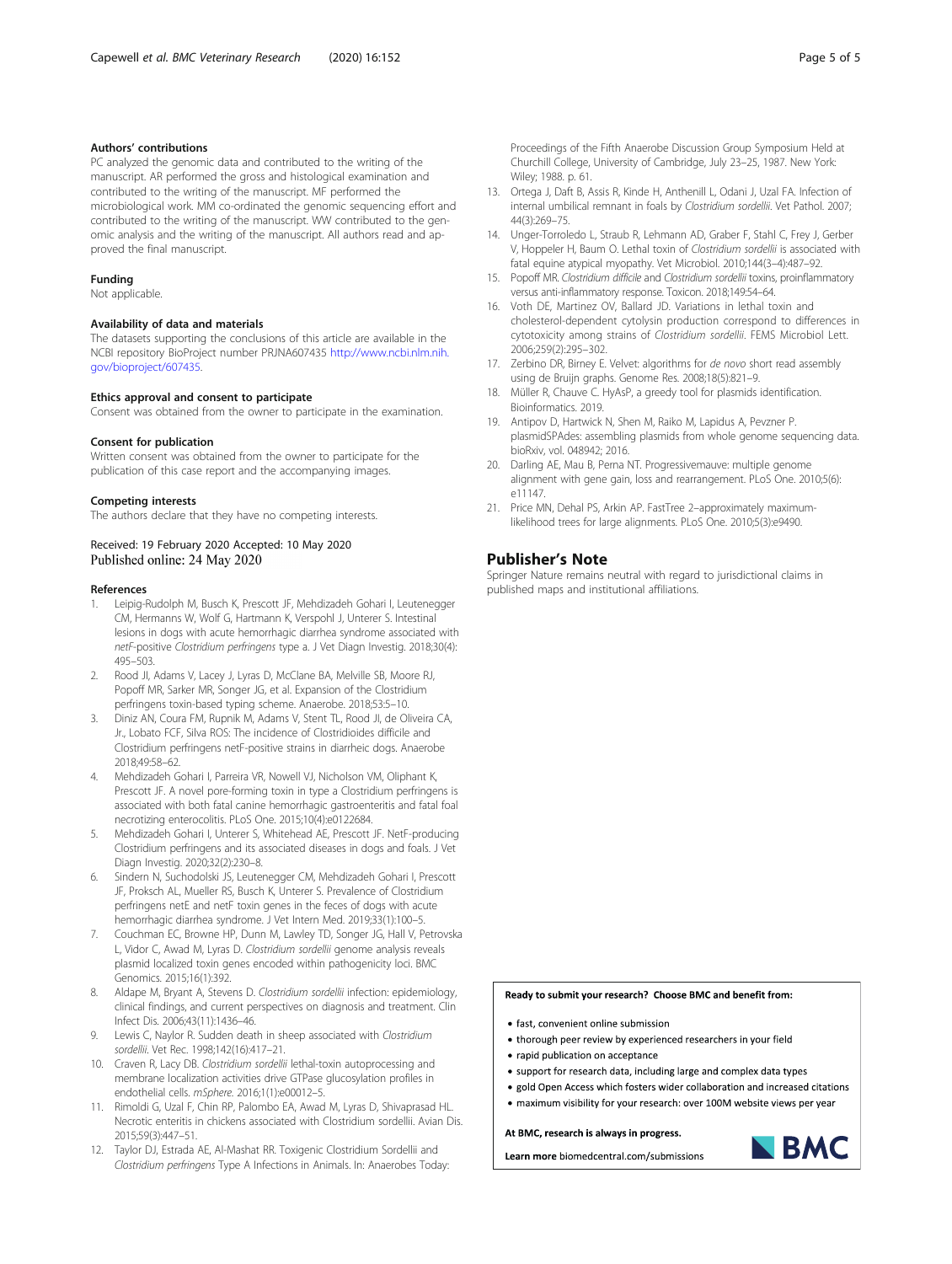### Authors' contributions

PC analyzed the genomic data and contributed to the writing of the manuscript. AR performed the gross and histological examination and contributed to the writing of the manuscript. MF performed the microbiological work. MM co-ordinated the genomic sequencing effort and contributed to the writing of the manuscript. WW contributed to the genomic analysis and the writing of the manuscript. All authors read and approved the final manuscript.

### Funding

Not applicable.

### Availability of data and materials

The datasets supporting the conclusions of this article are available in the NCBI repository BioProject number PRJNA607435 http://www.ncbi.nlm.nih.gov/bioproject/607435.

### Ethics approval and consent to participate

Consent was obtained from the owner to participate in the examination.

### Consent for publication

Written consent was obtained from the owner to participate for the publication of this case report and the accompanying images.

### Competing interests

The authors declare that they have no competing interests.

Received: 19 February 2020 Accepted: 10 May 2020
Published online: 24 May 2020

### References

1. Leipig-Rudolph M, Busch K, Prescott JF, Mehdizadeh Gohari I, Leutenegger CM, Hermanns W, Wolf G, Hartmann K, Verspohl J, Unterer S. Intestinal lesions in dogs with acute hemorrhagic diarrhea syndrome associated with *netF*-positive *Clostridium perfringens* type a. J Vet Diagn Investig. 2018;30(4):495–503.
2. Rood JI, Adams V, Lacey J, Lyras D, McClane BA, Melville SB, Moore RJ, Popoff MR, Sarker MR, Songer JG, et al. Expansion of the Clostridium perfringens toxin-based typing scheme. Anaerobe. 2018;53:5–10.
3. Diniz AN, Coura FM, Rupnik M, Adams V, Stent TL, Rood JI, de Oliveira CA, Jr., Lobato FCF, Silva ROS: The incidence of Clostridioides difficile and Clostridium perfringens netF-positive strains in diarrheic dogs. Anaerobe 2018;49:58–62.
4. Mehdizadeh Gohari I, Parreira VR, Nowell VJ, Nicholson VM, Oliphant K, Prescott JF. A novel pore-forming toxin in type a Clostridium perfringens is associated with both fatal canine hemorrhagic gastroenteritis and fatal foal necrotizing enterocolitis. PLoS One. 2015;10(4):e0122684.
5. Mehdizadeh Gohari I, Unterer S, Whitehead AE, Prescott JF. NetF-producing Clostridium perfringens and its associated diseases in dogs and foals. J Vet Diagn Investig. 2020;32(2):230–8.
6. Sindern N, Suchodolski JS, Leutenegger CM, Mehdizadeh Gohari I, Prescott JF, Proksch AL, Mueller RS, Busch K, Unterer S. Prevalence of Clostridium perfringens netE and netF toxin genes in the feces of dogs with acute hemorrhagic diarrhea syndrome. J Vet Intern Med. 2019;33(1):100–5.
7. Couchman EC, Browne HP, Dunn M, Lawley TD, Songer JG, Hall V, Petrovska L, Vidor C, Awad M, Lyras D. *Clostridium sordellii* genome analysis reveals plasmid localized toxin genes encoded within pathogenicity loci. BMC Genomics. 2015;16(1):392.
8. Aldape M, Bryant A, Stevens D. *Clostridium sordellii* infection: epidemiology, clinical findings, and current perspectives on diagnosis and treatment. Clin Infect Dis. 2006;43(11):1436–46.
9. Lewis C, Naylor R. Sudden death in sheep associated with *Clostridium sordellii*. Vet Rec. 1998;142(16):417–21.
10. Craven R, Lacy DB. *Clostridium sordellii* lethal-toxin autoprocessing and membrane localization activities drive GTPase glucosylation profiles in endothelial cells. *mSphere*. 2016;1(1):e00012–5.
11. Rimoldi G, Uzal F, Chin RP, Palombo EA, Awad M, Lyras D, Shivaprasad HL. Necrotic enteritis in chickens associated with Clostridium sordellii. Avian Dis. 2015;59(3):447–51.
12. Taylor DJ, Estrada AE, Al-Mashat RR. Toxigenic Clostridium Sordellii and *Clostridium perfringens* Type A Infections in Animals. In: Anaerobes Today: Proceedings of the Fifth Anaerobe Discussion Group Symposium Held at Churchill College, University of Cambridge, July 23–25, 1987. New York: Wiley; 1988. p. 61.
13. Ortega J, Daft B, Assis R, Kinde H, Anthenill L, Odani J, Uzal FA. Infection of internal umbilical remnant in foals by *Clostridium sordellii*. Vet Pathol. 2007;44(3):269–75.
14. Unger-Torroledo L, Straub R, Lehmann AD, Graber F, Stahl C, Frey J, Gerber V, Hoppeler H, Baum O. Lethal toxin of *Clostridium sordellii* is associated with fatal equine atypical myopathy. Vet Microbiol. 2010;144(3–4):487–92.
15. Popoff MR. *Clostridium difficile* and *Clostridium sordellii* toxins, proinflammatory versus anti-inflammatory response. Toxicon. 2018;149:54–64.
16. Voth DE, Martinez OV, Ballard JD. Variations in lethal toxin and cholesterol-dependent cytolysin production correspond to differences in cytotoxicity among strains of *Clostridium sordellii*. FEMS Microbiol Lett. 2006;259(2):295–302.
17. Zerbino DR, Birney E. Velvet: algorithms for *de novo* short read assembly using de Bruijn graphs. Genome Res. 2008;18(5):821–9.
18. Müller R, Chauve C. HyAsP, a greedy tool for plasmids identification. Bioinformatics. 2019.
19. Antipov D, Hartwick N, Shen M, Raiko M, Lapidus A, Pevzner P. plasmidSPAdes: assembling plasmids from whole genome sequencing data. bioRxiv, vol. 048942; 2016.
20. Darling AE, Mau B, Perna NT. Progressivemauve: multiple genome alignment with gene gain, loss and rearrangement. PLoS One. 2010;5(6):e11147.
21. Price MN, Dehal PS, Arkin AP. FastTree 2–approximately maximum-likelihood trees for large alignments. PLoS One. 2010;5(3):e9490.

## Publisher's Note

Springer Nature remains neutral with regard to jurisdictional claims in published maps and institutional affiliations.

**Ready to submit your research? Choose BMC and benefit from:**

- fast, convenient online submission
- thorough peer review by experienced researchers in your field
- rapid publication on acceptance
- support for research data, including large and complex data types
- gold Open Access which fosters wider collaboration and increased citations
- maximum visibility for your research: over 100M website views per year

**At BMC, research is always in progress.**

**Learn more** biomedcentral.com/submissions